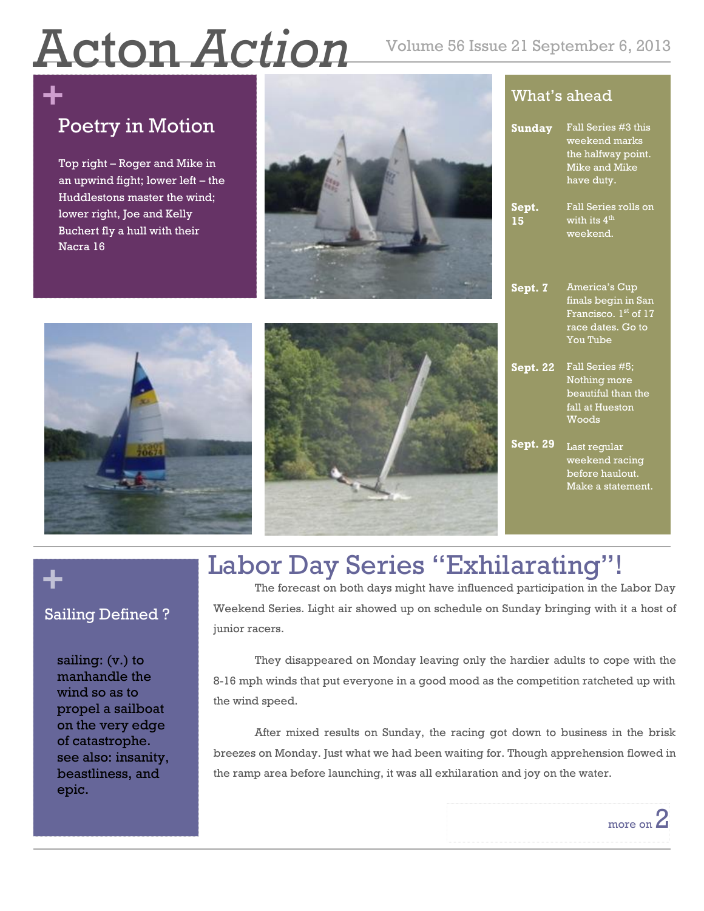# Acton *Action*

Volume 56 Issue 21 September 6, 2013

## Poetry in Motion

Top right – Roger and Mike in an upwind fight; lower left – the Huddlestons master the wind; lower right, Joe and Kelly Buchert fly a hull with their Nacra 16

## What's ahead

**Sunday** Fall Series #3 this weekend marks the halfway point. Mike and Mike have duty.

**Sept. 15** Fall Series rolls on with its 4th weekend.

**Sept. 7** America's Cup finals begin in San Francisco. 1st of 17 race dates. Go to You Tube

**Sept. 22** Fall Series #5; Nothing more beautiful than the fall at Hueston Woods

**Sept. 29** Last regular weekend racing before haulout. Make a statement.

## Sailing Defined ?

sailing: (v.) to manhandle the wind so as to propel a sailboat on the very edge of catastrophe. see also: insanity, beastliness, and epic.

# Labor Day Series "Exhilarating"!

The forecast on both days might have influenced participation in the Labor Day Weekend Series. Light air showed up on schedule on Sunday bringing with it a host of junior racers.

They disappeared on Monday leaving only the hardier adults to cope with the 8-16 mph winds that put everyone in a good mood as the competition ratcheted up with the wind speed.

After mixed results on Sunday, the racing got down to business in the brisk breezes on Monday. Just what we had been waiting for. Though apprehension flowed in the ramp area before launching, it was all exhilaration and joy on the water.

more on 2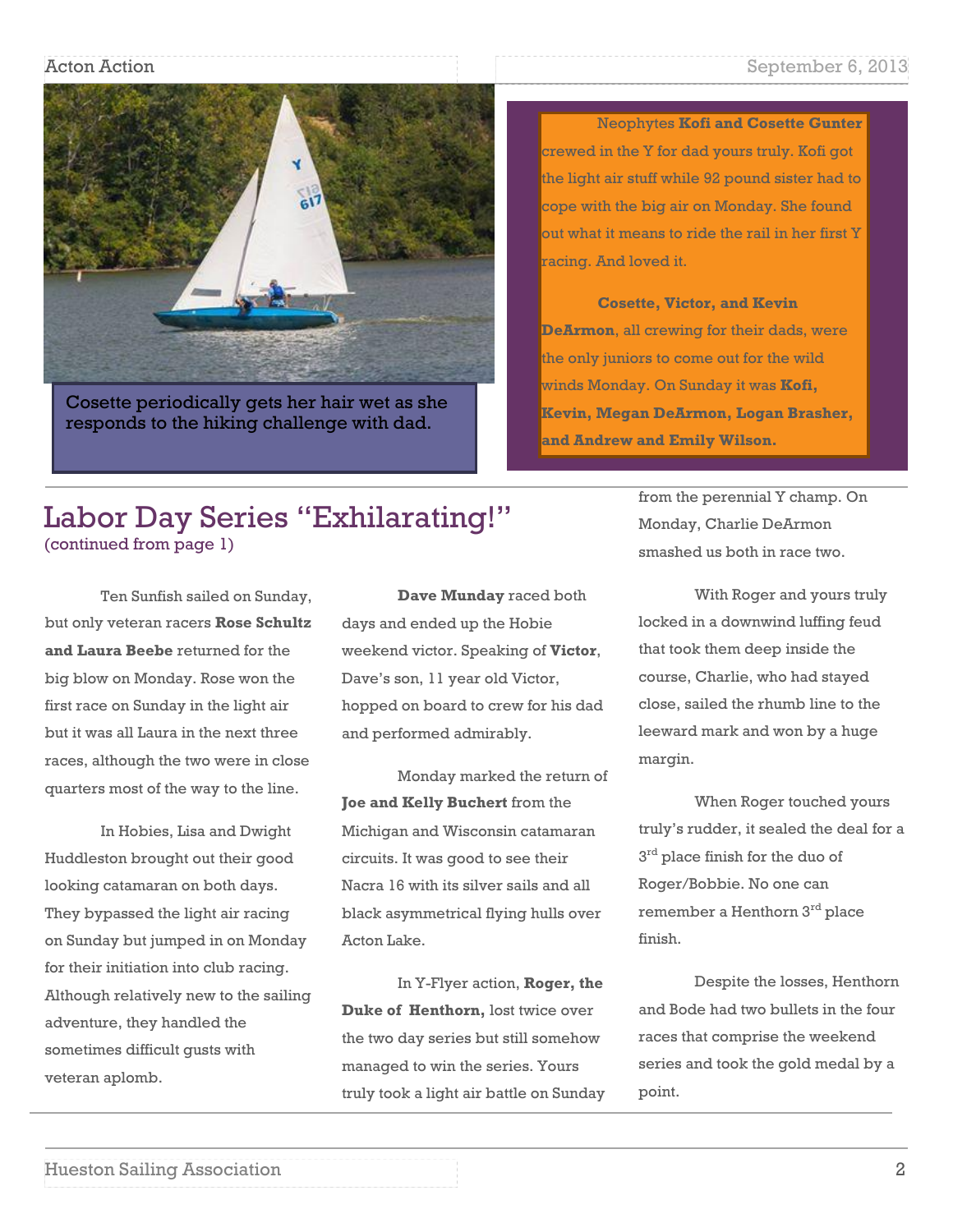Cosette periodically gets her hair wet as she responds to the hiking challenge with dad.

Neophytes **Kofi and Cosette Gunter** crewed in the Y for dad yours truly. Kofi got the light air stuff while 92 pound sister had to cope with the big air on Monday. She found out what it means to ride the rail in her first Y racing. And loved it.

**Cosette, Victor, and Kevin DeArmon**, all crewing for their dads, were the only juniors to come out for the wild winds Monday. On Sunday it was **Kofi, Kevin, Megan DeArmon, Logan Brasher, and Andrew and Emily Wilson.**

## Labor Day Series "Exhilarating!"

(continued from page 1)

Ten Sunfish sailed on Sunday, but only veteran racers **Rose Schultz and Laura Beebe** returned for the big blow on Monday. Rose won the first race on Sunday in the light air but it was all Laura in the next three races, although the two were in close quarters most of the way to the line.

In Hobies, Lisa and Dwight Huddleston brought out their good looking catamaran on both days. They bypassed the light air racing on Sunday but jumped in on Monday for their initiation into club racing. Although relatively new to the sailing adventure, they handled the sometimes difficult gusts with veteran aplomb.

**Dave Munday** raced both days and ended up the Hobie weekend victor. Speaking of **Victor**, Dave's son, 11 year old Victor, hopped on board to crew for his dad and performed admirably.

Monday marked the return of **Joe and Kelly Buchert** from the Michigan and Wisconsin catamaran circuits. It was good to see their Nacra 16 with its silver sails and all black asymmetrical flying hulls over Acton Lake.

In Y-Flyer action, **Roger, the Duke of Henthorn,** lost twice over the two day series but still somehow managed to win the series. Yours truly took a light air battle on Sunday from the perennial Y champ. On Monday, Charlie DeArmon smashed us both in race two.

With Roger and yours truly locked in a downwind luffing feud that took them deep inside the course, Charlie, who had stayed close, sailed the rhumb line to the leeward mark and won by a huge margin.

When Roger touched yours truly's rudder, it sealed the deal for a 3rd place finish for the duo of Roger/Bobbie. No one can remember a Henthorn 3rd place finish.

Despite the losses, Henthorn and Bode had two bullets in the four races that comprise the weekend series and took the gold medal by a point.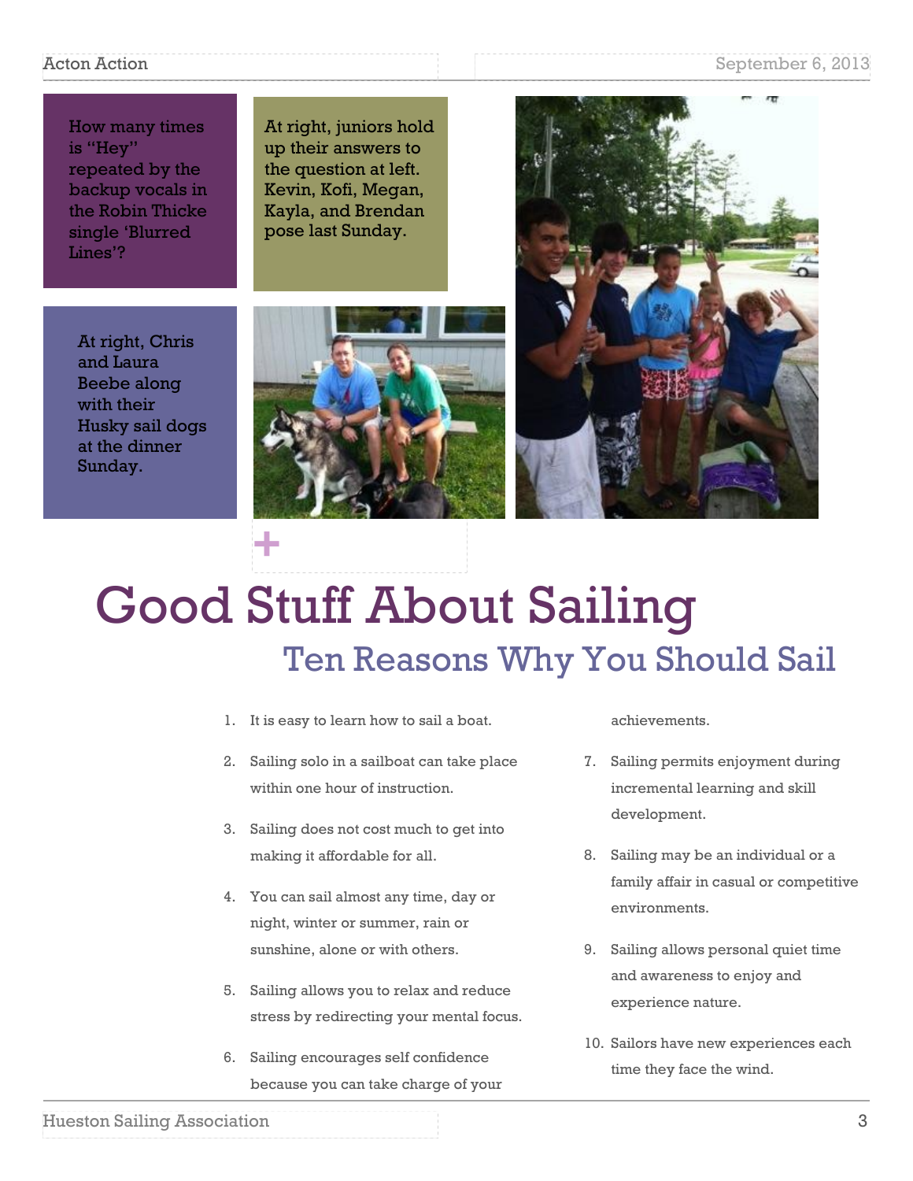How many times is "Hey" repeated by the backup vocals in the Robin Thicke single 'Blurred Lines'?

At right, juniors hold up their answers to the question at left. Kevin, Kofi, Megan, Kayla, and Brendan pose last Sunday.

At right, Chris and Laura Beebe along with their Husky sail dogs at the dinner Sunday.

# Good Stuff About Sailing

## Ten Reasons Why You Should Sail

1. It is easy to learn how to sail a boat.
2. Sailing solo in a sailboat can take place within one hour of instruction.
3. Sailing does not cost much to get into making it affordable for all.
4. You can sail almost any time, day or night, winter or summer, rain or sunshine, alone or with others.
5. Sailing allows you to relax and reduce stress by redirecting your mental focus.
6. Sailing encourages self confidence because you can take charge of your achievements.
7. Sailing permits enjoyment during incremental learning and skill development.
8. Sailing may be an individual or a family affair in casual or competitive environments.
9. Sailing allows personal quiet time and awareness to enjoy and experience nature.
10. Sailors have new experiences each time they face the wind.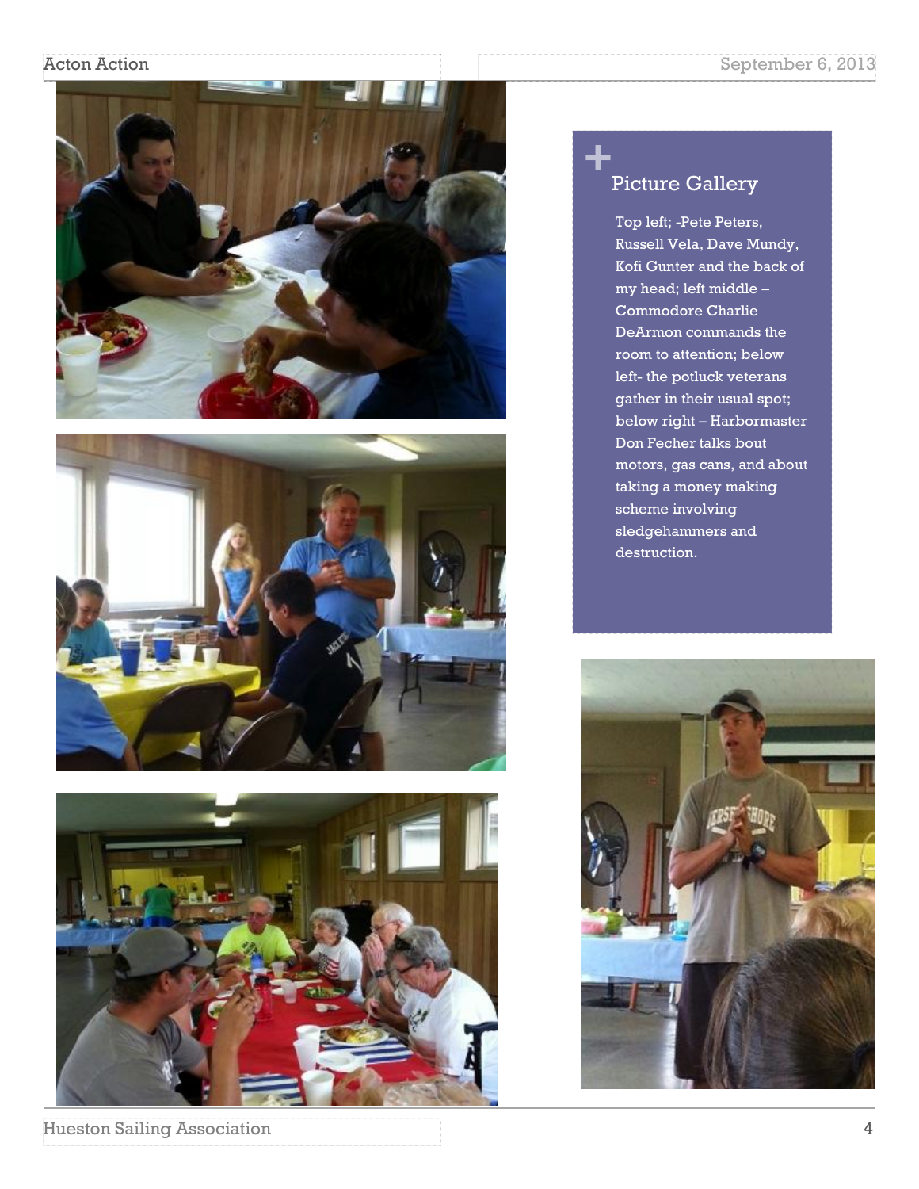## Picture Gallery

Top left; -Pete Peters, Russell Vela, Dave Mundy, Kofi Gunter and the back of my head; left middle – Commodore Charlie DeArmon commands the room to attention; below left- the potluck veterans gather in their usual spot; below right – Harbormaster Don Fecher talks bout motors, gas cans, and about taking a money making scheme involving sledgehammers and destruction.